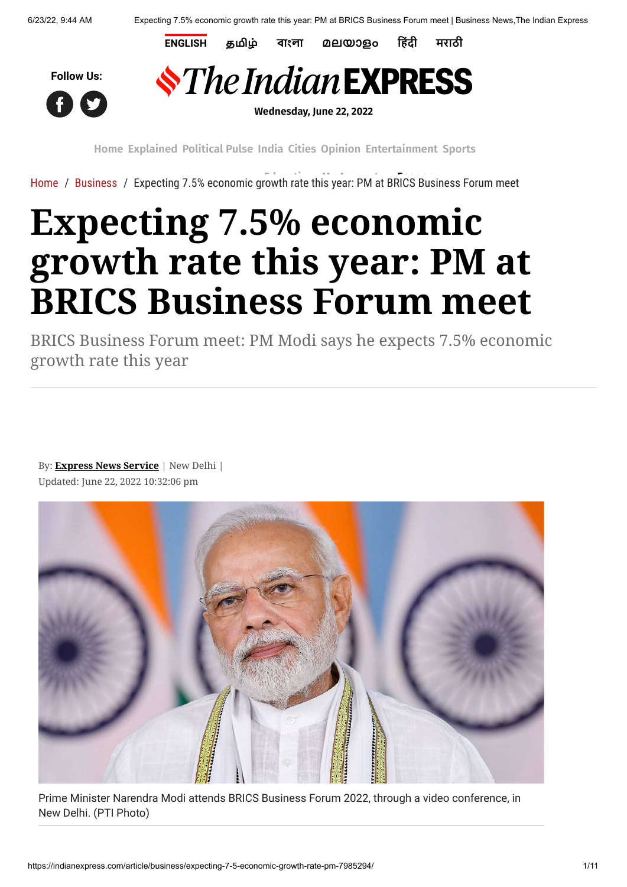ENGLISH தமிழ் বাংলা മലയാളം हिंदी मराठी

Follow Us:

**The Indian EXPRESS**

Wednesday, June 22, 2022

Home Explained Political Pulse India Cities Opinion Entertainment Sports

Home / Business / Expecting 7.5% economic growth rate this year: PM at BRICS Business Forum meet

# Expecting 7.5% economic growth rate this year: PM at BRICS Business Forum meet

BRICS Business Forum meet: PM Modi says he expects 7.5% economic growth rate this year

By: **Express News Service** | New Delhi |
Updated: June 22, 2022 10:32:06 pm

Prime Minister Narendra Modi attends BRICS Business Forum 2022, through a video conference, in New Delhi. (PTI Photo)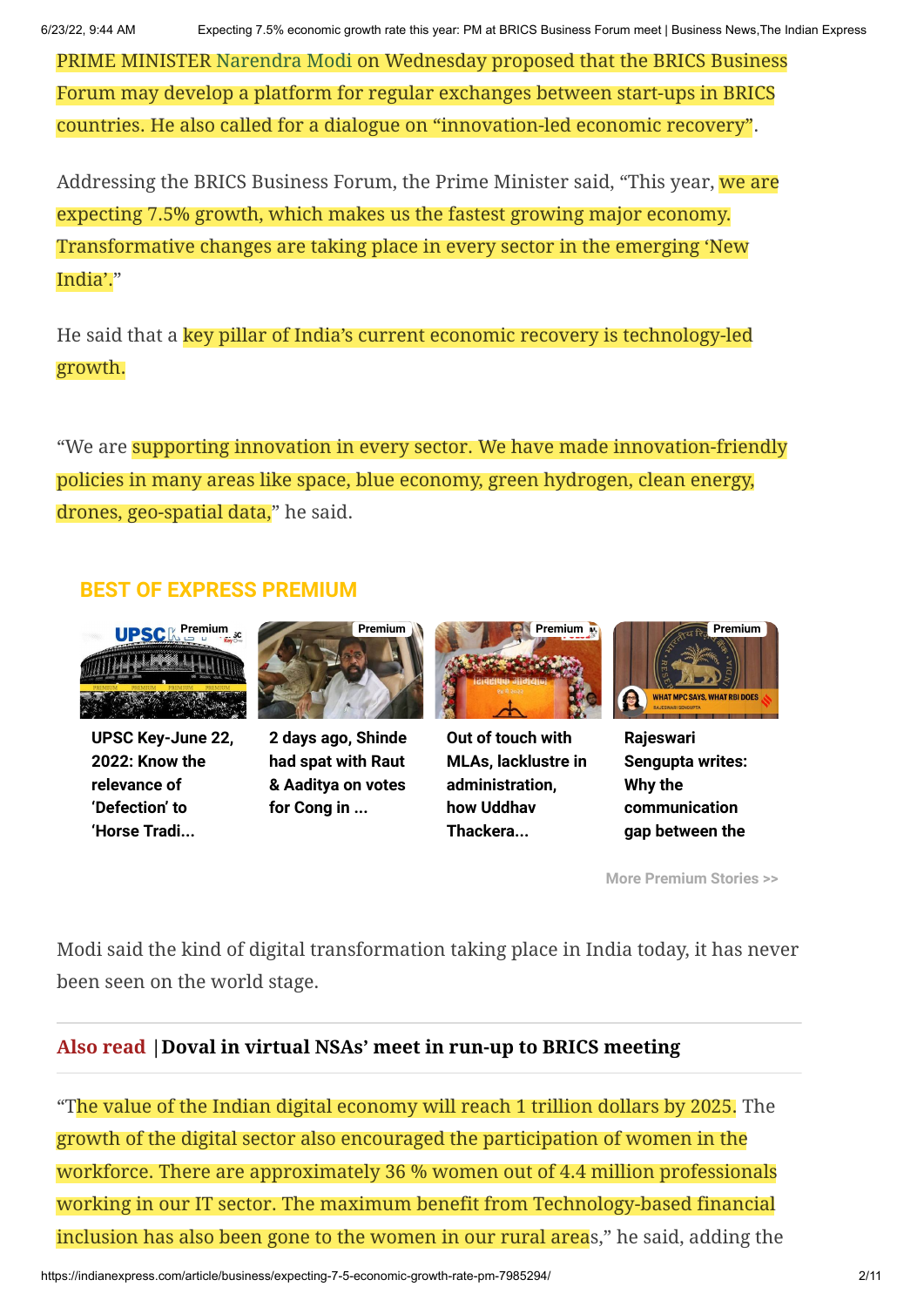PRIME MINISTER Narendra Modi on Wednesday proposed that the BRICS Business Forum may develop a platform for regular exchanges between start-ups in BRICS countries. He also called for a dialogue on "innovation-led economic recovery".

Addressing the BRICS Business Forum, the Prime Minister said, "This year, we are expecting 7.5% growth, which makes us the fastest growing major economy. Transformative changes are taking place in every sector in the emerging 'New India'."

He said that a key pillar of India's current economic recovery is technology-led growth.

"We are supporting innovation in every sector. We have made innovation-friendly policies in many areas like space, blue economy, green hydrogen, clean energy, drones, geo-spatial data," he said.

## BEST OF EXPRESS PREMIUM

- **UPSC Key-June 22, 2022: Know the relevance of 'Defection' to 'Horse Tradi...**
- **2 days ago, Shinde had spat with Raut & Aaditya on votes for Cong in ...**
- **Out of touch with MLAs, lacklustre in administration, how Uddhav Thackera...**
- **Rajeswari Sengupta writes: Why the communication gap between the**

More Premium Stories >>

Modi said the kind of digital transformation taking place in India today, it has never been seen on the world stage.

**Also read** | **Doval in virtual NSAs' meet in run-up to BRICS meeting**

"The value of the Indian digital economy will reach 1 trillion dollars by 2025. The growth of the digital sector also encouraged the participation of women in the workforce. There are approximately 36 % women out of 4.4 million professionals working in our IT sector. The maximum benefit from Technology-based financial inclusion has also been gone to the women in our rural areas," he said, adding the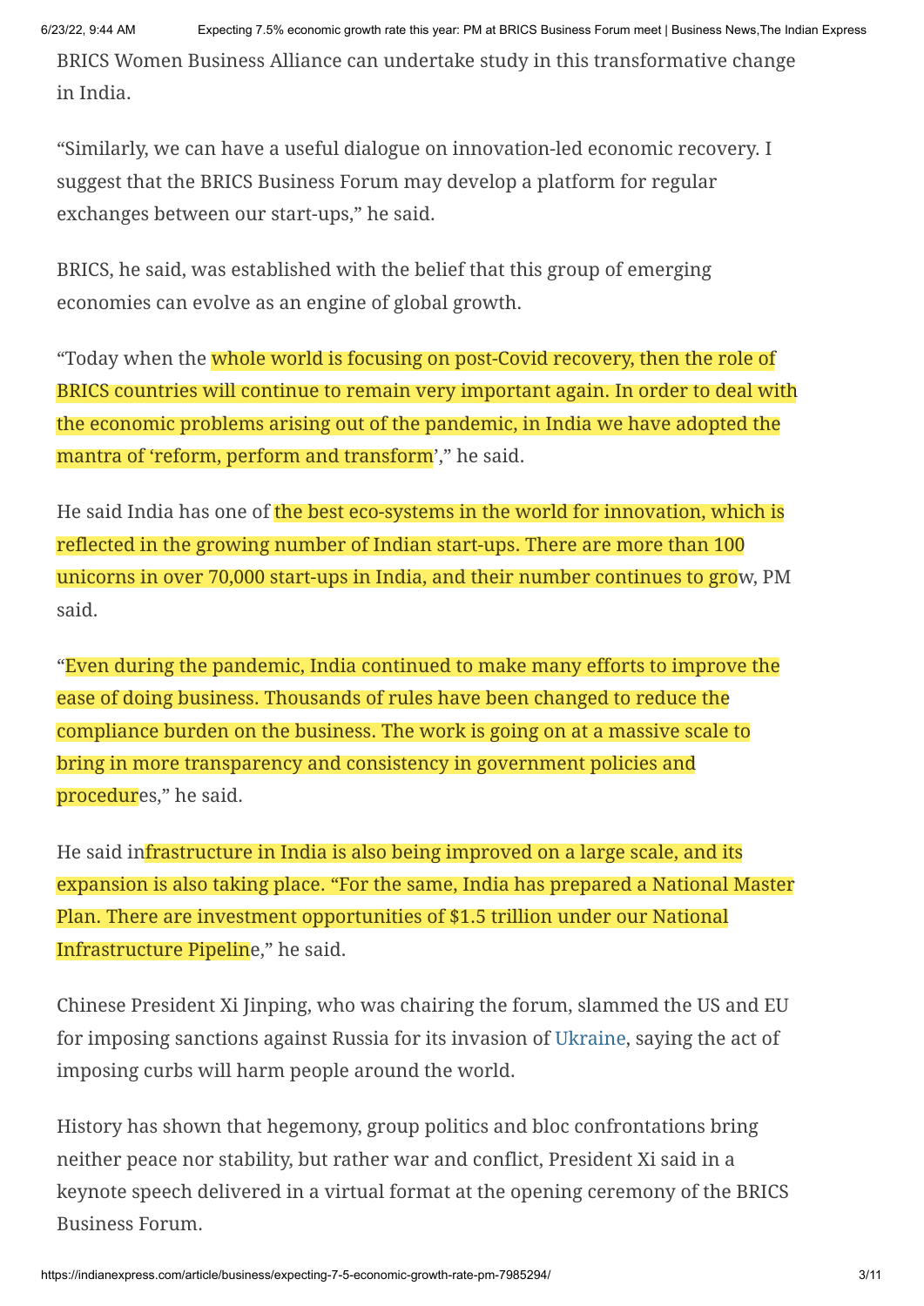BRICS Women Business Alliance can undertake study in this transformative change in India.

"Similarly, we can have a useful dialogue on innovation-led economic recovery. I suggest that the BRICS Business Forum may develop a platform for regular exchanges between our start-ups," he said.

BRICS, he said, was established with the belief that this group of emerging economies can evolve as an engine of global growth.

"Today when the whole world is focusing on post-Covid recovery, then the role of BRICS countries will continue to remain very important again. In order to deal with the economic problems arising out of the pandemic, in India we have adopted the mantra of 'reform, perform and transform'," he said.

He said India has one of the best eco-systems in the world for innovation, which is reflected in the growing number of Indian start-ups. There are more than 100 unicorns in over 70,000 start-ups in India, and their number continues to grow, PM said.

"Even during the pandemic, India continued to make many efforts to improve the ease of doing business. Thousands of rules have been changed to reduce the compliance burden on the business. The work is going on at a massive scale to bring in more transparency and consistency in government policies and procedures," he said.

He said infrastructure in India is also being improved on a large scale, and its expansion is also taking place. "For the same, India has prepared a National Master Plan. There are investment opportunities of $1.5 trillion under our National Infrastructure Pipeline," he said.

Chinese President Xi Jinping, who was chairing the forum, slammed the US and EU for imposing sanctions against Russia for its invasion of Ukraine, saying the act of imposing curbs will harm people around the world.

History has shown that hegemony, group politics and bloc confrontations bring neither peace nor stability, but rather war and conflict, President Xi said in a keynote speech delivered in a virtual format at the opening ceremony of the BRICS Business Forum.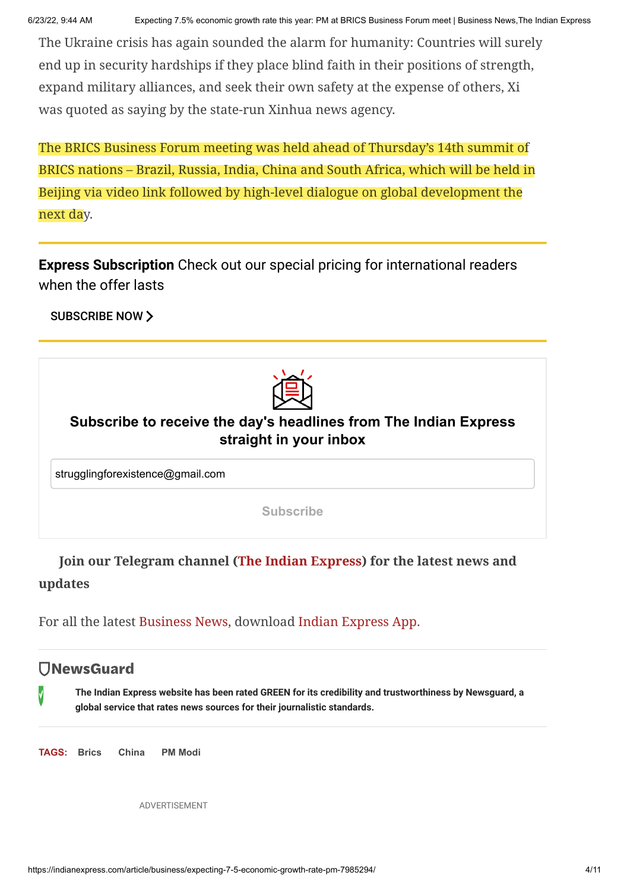The Ukraine crisis has again sounded the alarm for humanity: Countries will surely end up in security hardships if they place blind faith in their positions of strength, expand military alliances, and seek their own safety at the expense of others, Xi was quoted as saying by the state-run Xinhua news agency.

The BRICS Business Forum meeting was held ahead of Thursday's 14th summit of BRICS nations – Brazil, Russia, India, China and South Africa, which will be held in Beijing via video link followed by high-level dialogue on global development the next day.

**Express Subscription** Check out our special pricing for international readers when the offer lasts

SUBSCRIBE NOW >

**Subscribe to receive the day's headlines from The Indian Express straight in your inbox**

strugglingforexistence@gmail.com

Subscribe

**Join our Telegram channel (The Indian Express) for the latest news and updates**

For all the latest Business News, download Indian Express App.

**NewsGuard**

**The Indian Express website has been rated GREEN for its credibility and trustworthiness by Newsguard, a global service that rates news sources for their journalistic standards.**

**TAGS:** Brics China PM Modi

ADVERTISEMENT